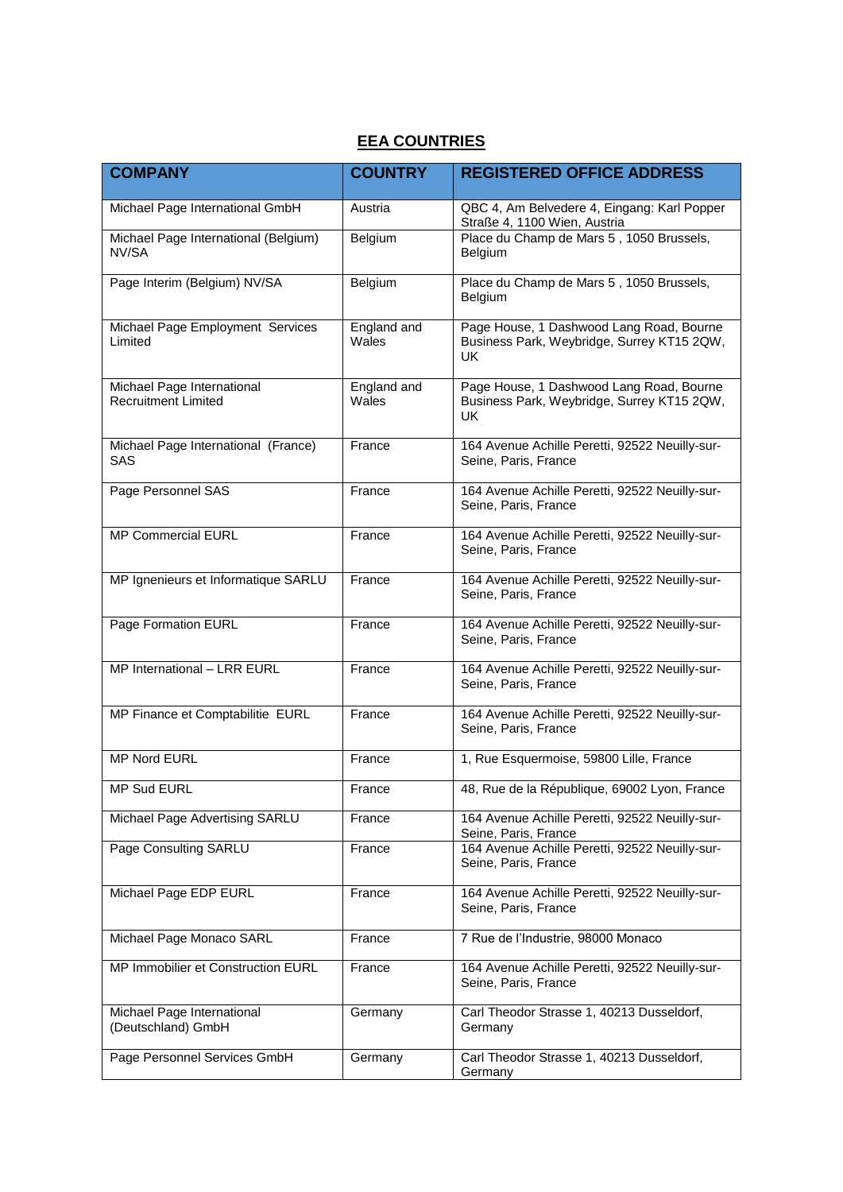## EEA COUNTRIES

| COMPANY | COUNTRY | REGISTERED OFFICE ADDRESS |
|---|---|---|
| Michael Page International GmbH | Austria | QBC 4, Am Belvedere 4, Eingang: Karl Popper Straße 4, 1100 Wien, Austria |
| Michael Page International (Belgium) NV/SA | Belgium | Place du Champ de Mars 5 , 1050 Brussels, Belgium |
| Page Interim (Belgium) NV/SA | Belgium | Place du Champ de Mars 5 , 1050 Brussels, Belgium |
| Michael Page Employment Services Limited | England and Wales | Page House, 1 Dashwood Lang Road, Bourne Business Park, Weybridge, Surrey KT15 2QW, UK |
| Michael Page International Recruitment Limited | England and Wales | Page House, 1 Dashwood Lang Road, Bourne Business Park, Weybridge, Surrey KT15 2QW, UK |
| Michael Page International (France) SAS | France | 164 Avenue Achille Peretti, 92522 Neuilly-sur-Seine, Paris, France |
| Page Personnel SAS | France | 164 Avenue Achille Peretti, 92522 Neuilly-sur-Seine, Paris, France |
| MP Commercial EURL | France | 164 Avenue Achille Peretti, 92522 Neuilly-sur-Seine, Paris, France |
| MP Ignenieurs et Informatique SARLU | France | 164 Avenue Achille Peretti, 92522 Neuilly-sur-Seine, Paris, France |
| Page Formation EURL | France | 164 Avenue Achille Peretti, 92522 Neuilly-sur-Seine, Paris, France |
| MP International – LRR EURL | France | 164 Avenue Achille Peretti, 92522 Neuilly-sur-Seine, Paris, France |
| MP Finance et Comptabilitie EURL | France | 164 Avenue Achille Peretti, 92522 Neuilly-sur-Seine, Paris, France |
| MP Nord EURL | France | 1, Rue Esquermoise, 59800 Lille, France |
| MP Sud EURL | France | 48, Rue de la République, 69002 Lyon, France |
| Michael Page Advertising SARLU | France | 164 Avenue Achille Peretti, 92522 Neuilly-sur-Seine, Paris, France |
| Page Consulting SARLU | France | 164 Avenue Achille Peretti, 92522 Neuilly-sur-Seine, Paris, France |
| Michael Page EDP EURL | France | 164 Avenue Achille Peretti, 92522 Neuilly-sur-Seine, Paris, France |
| Michael Page Monaco SARL | France | 7 Rue de l'Industrie, 98000 Monaco |
| MP Immobilier et Construction EURL | France | 164 Avenue Achille Peretti, 92522 Neuilly-sur-Seine, Paris, France |
| Michael Page International (Deutschland) GmbH | Germany | Carl Theodor Strasse 1, 40213 Dusseldorf, Germany |
| Page Personnel Services GmbH | Germany | Carl Theodor Strasse 1, 40213 Dusseldorf, Germany |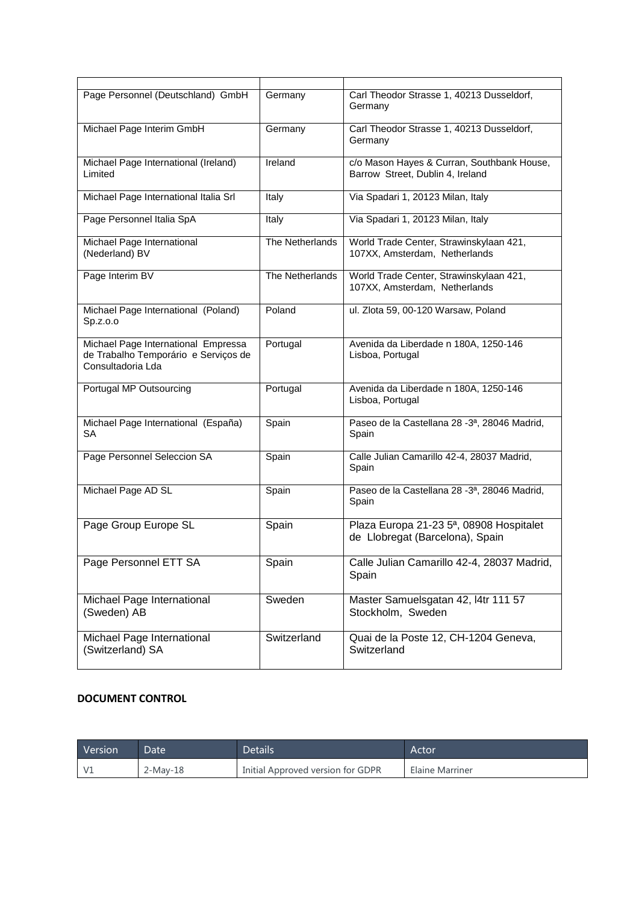| | | |
|---|---|---|
| Page Personnel (Deutschland) GmbH | Germany | Carl Theodor Strasse 1, 40213 Dusseldorf, Germany |
| Michael Page Interim GmbH | Germany | Carl Theodor Strasse 1, 40213 Dusseldorf, Germany |
| Michael Page International (Ireland) Limited | Ireland | c/o Mason Hayes & Curran, Southbank House, Barrow Street, Dublin 4, Ireland |
| Michael Page International Italia Srl | Italy | Via Spadari 1, 20123 Milan, Italy |
| Page Personnel Italia SpA | Italy | Via Spadari 1, 20123 Milan, Italy |
| Michael Page International (Nederland) BV | The Netherlands | World Trade Center, Strawinskylaan 421, 107XX, Amsterdam, Netherlands |
| Page Interim BV | The Netherlands | World Trade Center, Strawinskylaan 421, 107XX, Amsterdam, Netherlands |
| Michael Page International (Poland) Sp.z.o.o | Poland | ul. Zlota 59, 00-120 Warsaw, Poland |
| Michael Page International Empressa de Trabalho Temporário e Serviços de Consultadoria Lda | Portugal | Avenida da Liberdade n 180A, 1250-146 Lisboa, Portugal |
| Portugal MP Outsourcing | Portugal | Avenida da Liberdade n 180A, 1250-146 Lisboa, Portugal |
| Michael Page International (España) SA | Spain | Paseo de la Castellana 28 -3ª, 28046 Madrid, Spain |
| Page Personnel Seleccion SA | Spain | Calle Julian Camarillo 42-4, 28037 Madrid, Spain |
| Michael Page AD SL | Spain | Paseo de la Castellana 28 -3ª, 28046 Madrid, Spain |
| Page Group Europe SL | Spain | Plaza Europa 21-23 5ª, 08908 Hospitalet de Llobregat (Barcelona), Spain |
| Page Personnel ETT SA | Spain | Calle Julian Camarillo 42-4, 28037 Madrid, Spain |
| Michael Page International (Sweden) AB | Sweden | Master Samuelsgatan 42, l4tr 111 57 Stockholm, Sweden |
| Michael Page International (Switzerland) SA | Switzerland | Quai de la Poste 12, CH-1204 Geneva, Switzerland |

**DOCUMENT CONTROL**

| Version | Date | Details | Actor |
|---|---|---|---|
| V1 | 2-May-18 | Initial Approved version for GDPR | Elaine Marriner |